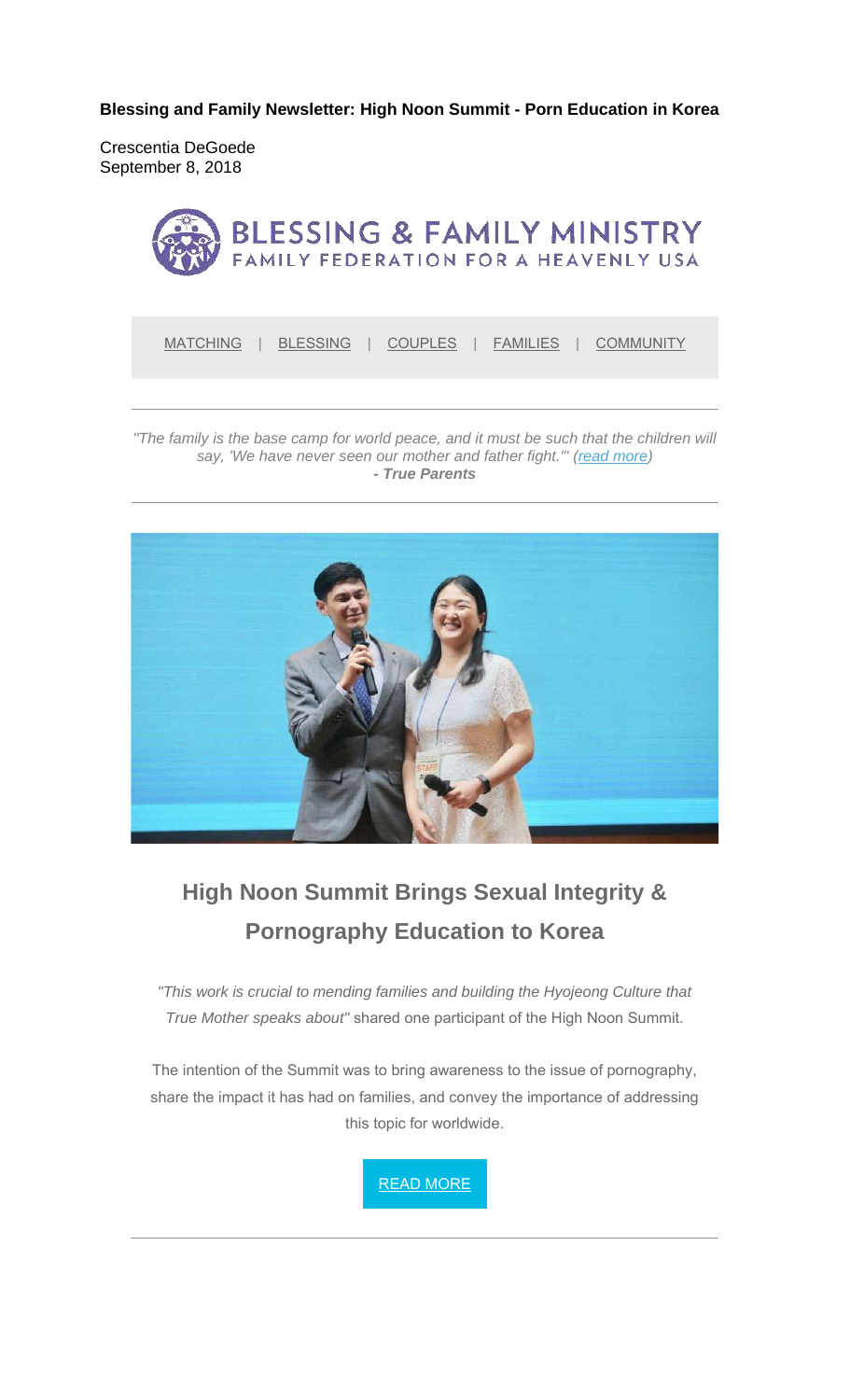**Blessing and Family Newsletter: High Noon Summit - Porn Education in Korea**

Crescentia DeGoede
September 8, 2018

BLESSING & FAMILY MINISTRY
FAMILY FEDERATION FOR A HEAVENLY USA

MATCHING | BLESSING | COUPLES | FAMILIES | COMMUNITY

---

*"The family is the base camp for world peace, and it must be such that the children will say, 'We have never seen our mother and father fight.'" (read more)*
***- True Parents***

---

## High Noon Summit Brings Sexual Integrity & Pornography Education to Korea

*"This work is crucial to mending families and building the Hyojeong Culture that True Mother speaks about"* shared one participant of the High Noon Summit.

The intention of the Summit was to bring awareness to the issue of pornography, share the impact it has had on families, and convey the importance of addressing this topic for worldwide.

READ MORE

---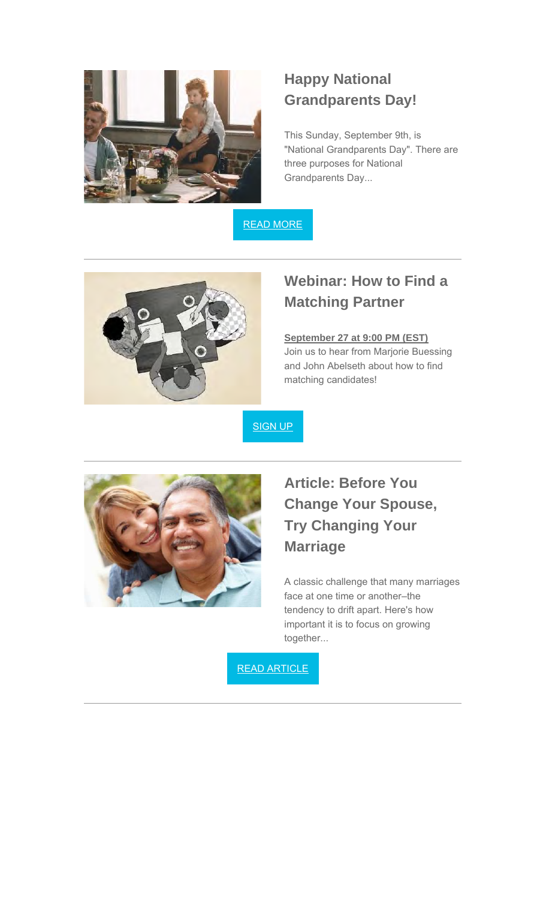## Happy National Grandparents Day!

This Sunday, September 9th, is "National Grandparents Day". There are three purposes for National Grandparents Day...

READ MORE

---

## Webinar: How to Find a Matching Partner

**September 27 at 9:00 PM (EST)**
Join us to hear from Marjorie Buessing and John Abelseth about how to find matching candidates!

SIGN UP

---

## Article: Before You Change Your Spouse, Try Changing Your Marriage

A classic challenge that many marriages face at one time or another–the tendency to drift apart. Here's how important it is to focus on growing together...

READ ARTICLE

---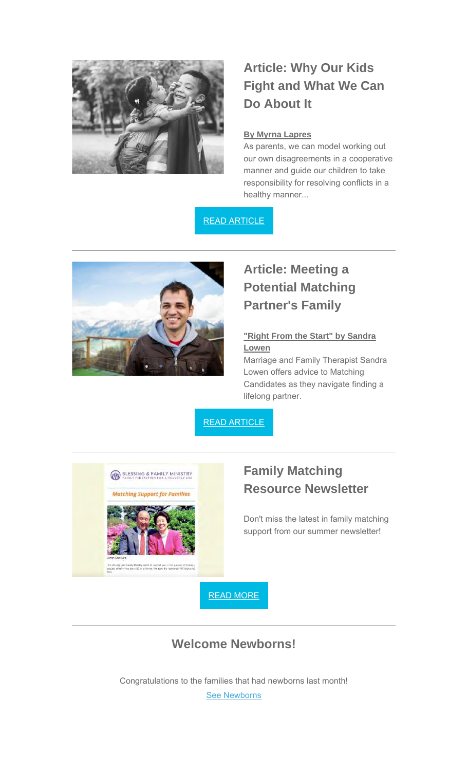## Article: Why Our Kids Fight and What We Can Do About It

**By Myrna Lapres**

As parents, we can model working out our own disagreements in a cooperative manner and guide our children to take responsibility for resolving conflicts in a healthy manner...

READ ARTICLE

---

## Article: Meeting a Potential Matching Partner's Family

**"Right From the Start" by Sandra Lowen**

Marriage and Family Therapist Sandra Lowen offers advice to Matching Candidates as they navigate finding a lifelong partner.

READ ARTICLE

---

## Family Matching Resource Newsletter

Don't miss the latest in family matching support from our summer newsletter!

READ MORE

---

## Welcome Newborns!

Congratulations to the families that had newborns last month!

See Newborns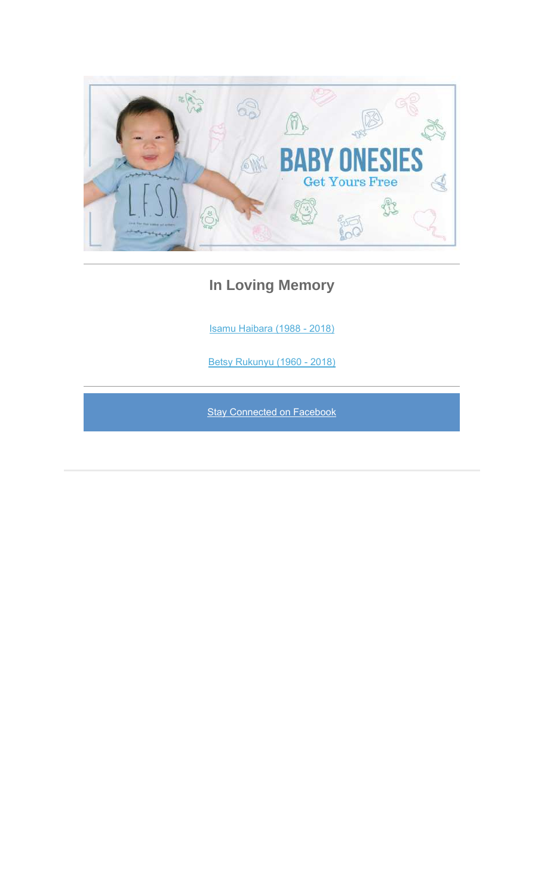## In Loving Memory

Isamu Haibara (1988 - 2018)

Betsy Rukunyu (1960 - 2018)

---

Stay Connected on Facebook